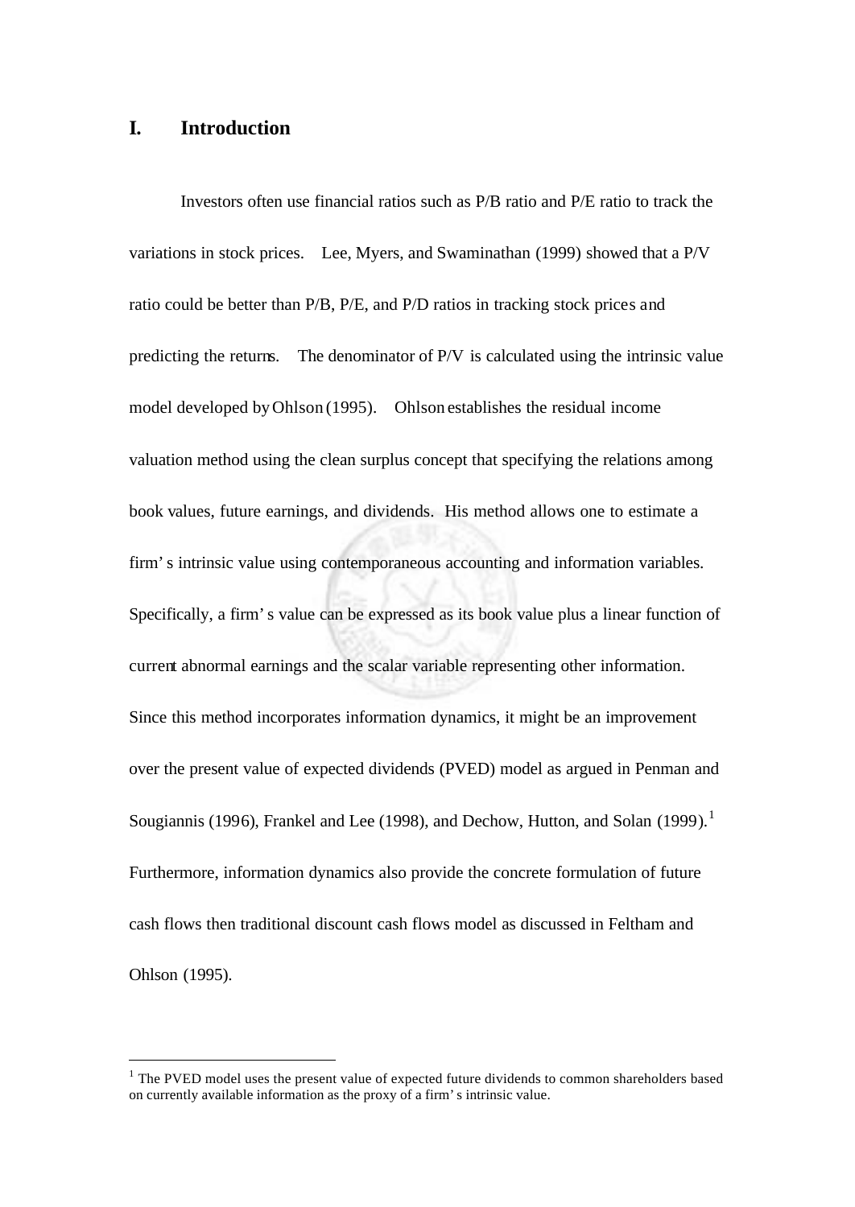# I. Introduction

Investors often use financial ratios such as P/B ratio and P/E ratio to track the variations in stock prices. Lee, Myers, and Swaminathan (1999) showed that a P/V ratio could be better than P/B, P/E, and P/D ratios in tracking stock prices and predicting the returns. The denominator of P/V is calculated using the intrinsic value model developed by Ohlson (1995). Ohlson establishes the residual income valuation method using the clean surplus concept that specifying the relations among book values, future earnings, and dividends. His method allows one to estimate a firm's intrinsic value using contemporaneous accounting and information variables. Specifically, a firm's value can be expressed as its book value plus a linear function of current abnormal earnings and the scalar variable representing other information. Since this method incorporates information dynamics, it might be an improvement over the present value of expected dividends (PVED) model as argued in Penman and Sougiannis (1996), Frankel and Lee (1998), and Dechow, Hutton, and Solan (1999).[1] Furthermore, information dynamics also provide the concrete formulation of future cash flows then traditional discount cash flows model as discussed in Feltham and Ohlson (1995).

---

[1] The PVED model uses the present value of expected future dividends to common shareholders based on currently available information as the proxy of a firm's intrinsic value.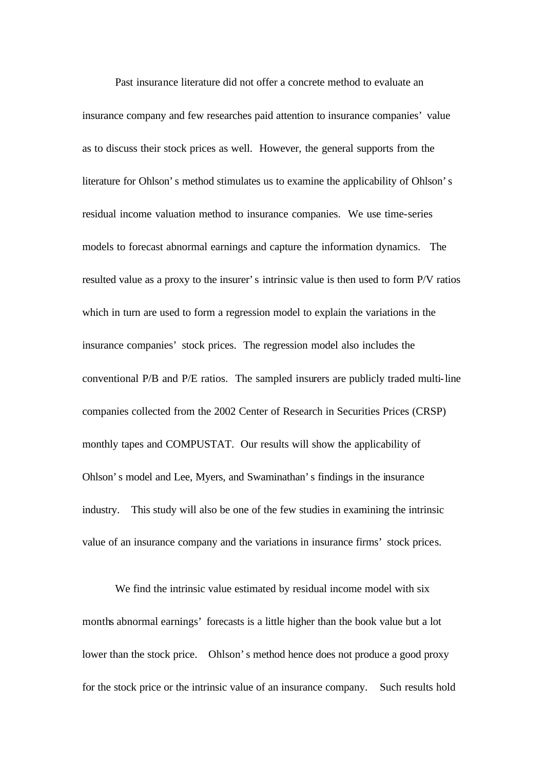Past insurance literature did not offer a concrete method to evaluate an insurance company and few researches paid attention to insurance companies' value as to discuss their stock prices as well. However, the general supports from the literature for Ohlson's method stimulates us to examine the applicability of Ohlson's residual income valuation method to insurance companies. We use time-series models to forecast abnormal earnings and capture the information dynamics. The resulted value as a proxy to the insurer's intrinsic value is then used to form P/V ratios which in turn are used to form a regression model to explain the variations in the insurance companies' stock prices. The regression model also includes the conventional P/B and P/E ratios. The sampled insurers are publicly traded multi-line companies collected from the 2002 Center of Research in Securities Prices (CRSP) monthly tapes and COMPUSTAT. Our results will show the applicability of Ohlson's model and Lee, Myers, and Swaminathan's findings in the insurance industry. This study will also be one of the few studies in examining the intrinsic value of an insurance company and the variations in insurance firms' stock prices.

We find the intrinsic value estimated by residual income model with six months abnormal earnings' forecasts is a little higher than the book value but a lot lower than the stock price. Ohlson's method hence does not produce a good proxy for the stock price or the intrinsic value of an insurance company. Such results hold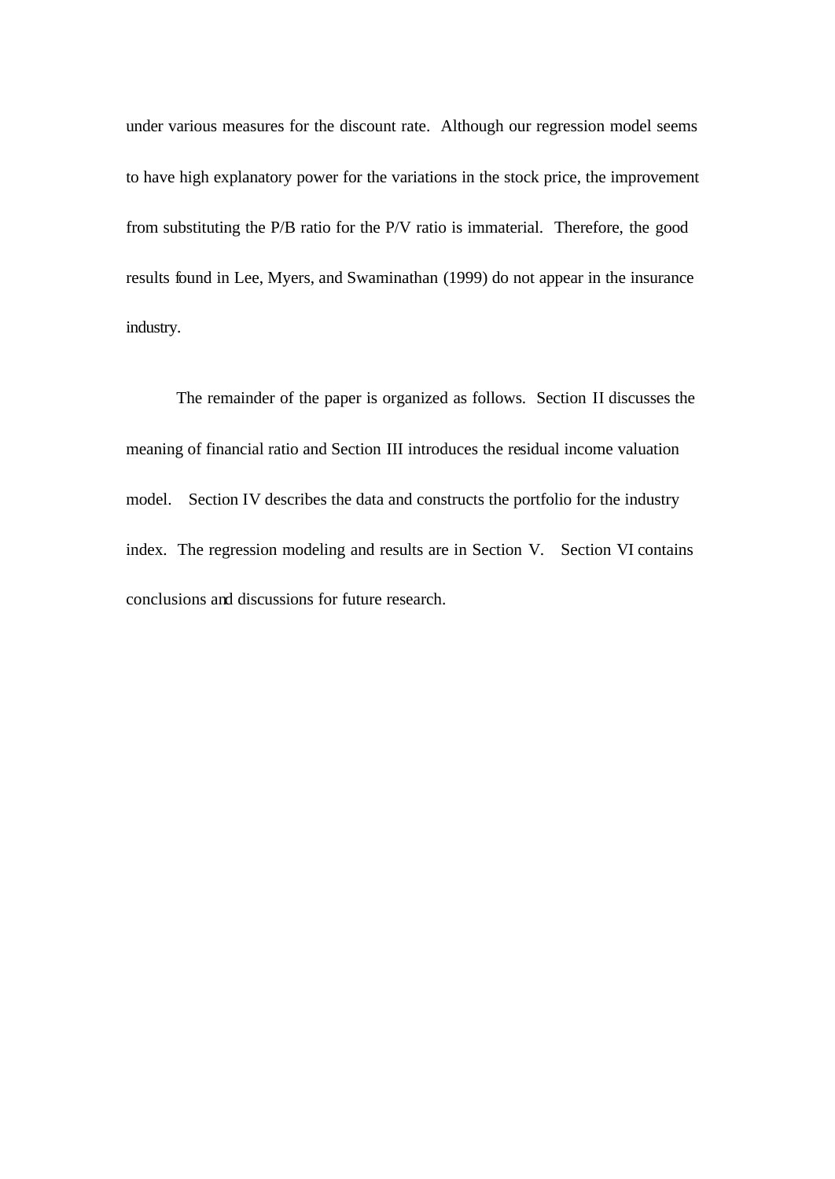under various measures for the discount rate. Although our regression model seems to have high explanatory power for the variations in the stock price, the improvement from substituting the P/B ratio for the P/V ratio is immaterial. Therefore, the good results found in Lee, Myers, and Swaminathan (1999) do not appear in the insurance industry.

The remainder of the paper is organized as follows. Section II discusses the meaning of financial ratio and Section III introduces the residual income valuation model. Section IV describes the data and constructs the portfolio for the industry index. The regression modeling and results are in Section V. Section VI contains conclusions and discussions for future research.